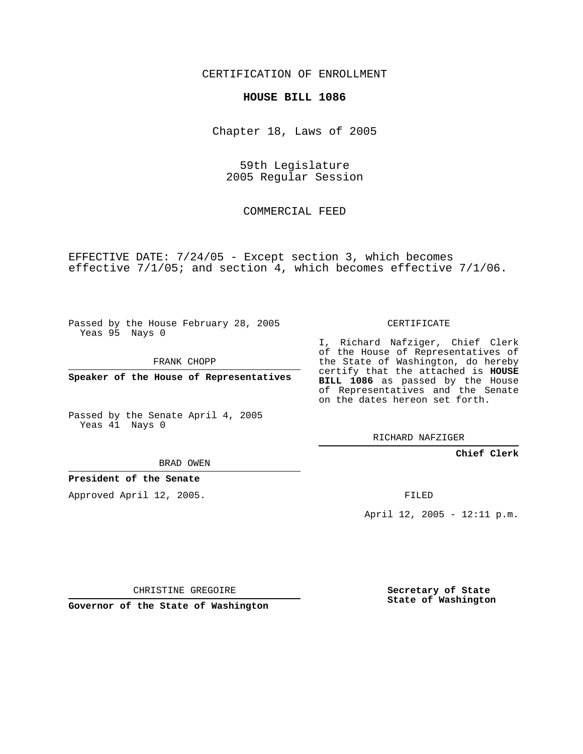CERTIFICATION OF ENROLLMENT

**HOUSE BILL 1086**

Chapter 18, Laws of 2005

59th Legislature
2005 Regular Session

COMMERCIAL FEED

EFFECTIVE DATE: 7/24/05 - Except section 3, which becomes effective 7/1/05; and section 4, which becomes effective 7/1/06.

Passed by the House February 28, 2005
Yeas 95 Nays 0

FRANK CHOPP

**Speaker of the House of Representatives**

Passed by the Senate April 4, 2005
Yeas 41 Nays 0

BRAD OWEN

**President of the Senate**

Approved April 12, 2005.

CHRISTINE GREGOIRE

**Governor of the State of Washington**

CERTIFICATE

I, Richard Nafziger, Chief Clerk of the House of Representatives of the State of Washington, do hereby certify that the attached is **HOUSE BILL 1086** as passed by the House of Representatives and the Senate on the dates hereon set forth.

RICHARD NAFZIGER

**Chief Clerk**

FILED

April 12, 2005 - 12:11 p.m.

**Secretary of State**
**State of Washington**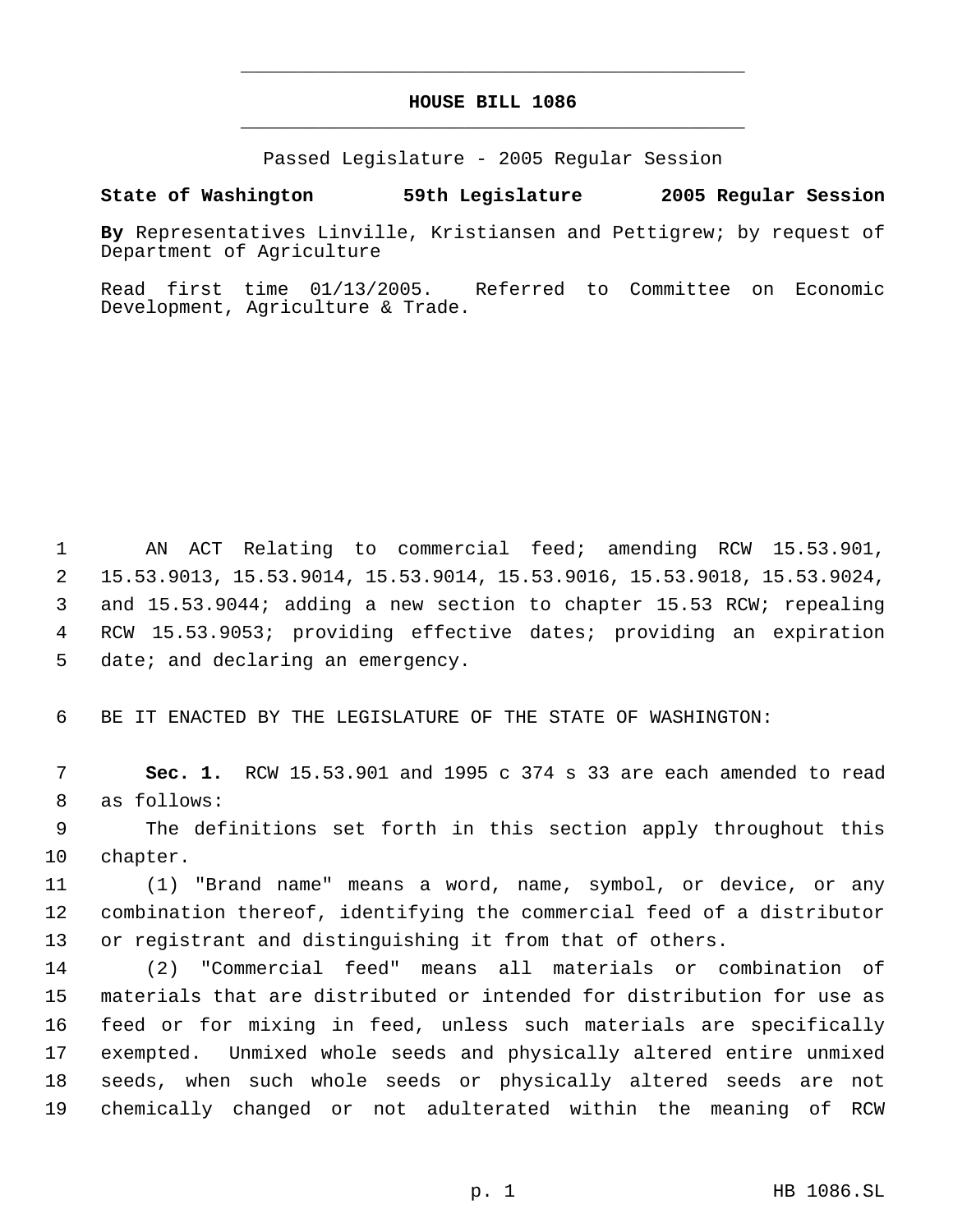# HOUSE BILL 1086

Passed Legislature - 2005 Regular Session

**State of Washington 59th Legislature 2005 Regular Session**

**By** Representatives Linville, Kristiansen and Pettigrew; by request of Department of Agriculture

Read first time 01/13/2005. Referred to Committee on Economic Development, Agriculture & Trade.

AN ACT Relating to commercial feed; amending RCW 15.53.901, 15.53.9013, 15.53.9014, 15.53.9014, 15.53.9016, 15.53.9018, 15.53.9024, and 15.53.9044; adding a new section to chapter 15.53 RCW; repealing RCW 15.53.9053; providing effective dates; providing an expiration date; and declaring an emergency.

BE IT ENACTED BY THE LEGISLATURE OF THE STATE OF WASHINGTON:

**Sec. 1.** RCW 15.53.901 and 1995 c 374 s 33 are each amended to read as follows:

The definitions set forth in this section apply throughout this chapter.

(1) "Brand name" means a word, name, symbol, or device, or any combination thereof, identifying the commercial feed of a distributor or registrant and distinguishing it from that of others.

(2) "Commercial feed" means all materials or combination of materials that are distributed or intended for distribution for use as feed or for mixing in feed, unless such materials are specifically exempted. Unmixed whole seeds and physically altered entire unmixed seeds, when such whole seeds or physically altered seeds are not chemically changed or not adulterated within the meaning of RCW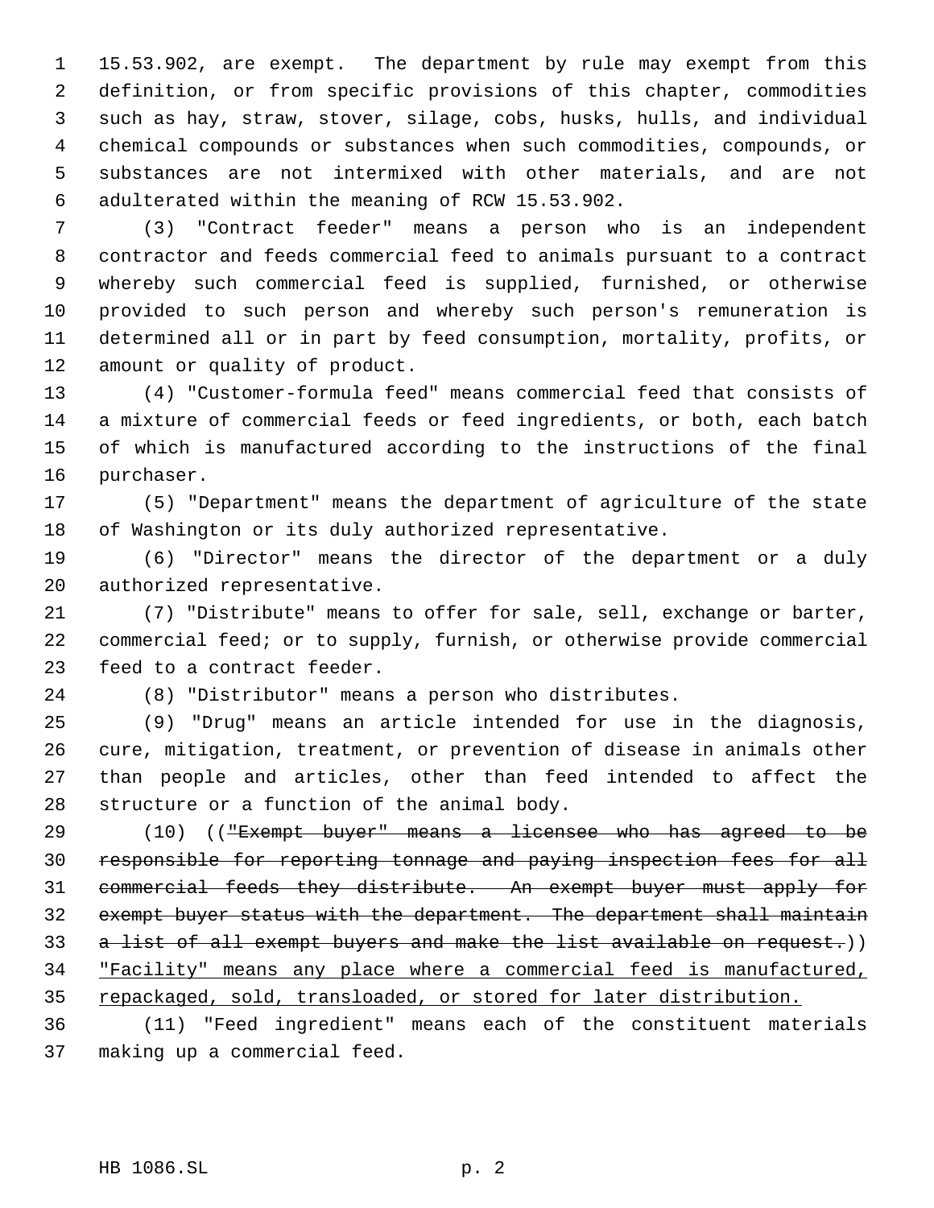15.53.902, are exempt. The department by rule may exempt from this definition, or from specific provisions of this chapter, commodities such as hay, straw, stover, silage, cobs, husks, hulls, and individual chemical compounds or substances when such commodities, compounds, or substances are not intermixed with other materials, and are not adulterated within the meaning of RCW 15.53.902.

(3) "Contract feeder" means a person who is an independent contractor and feeds commercial feed to animals pursuant to a contract whereby such commercial feed is supplied, furnished, or otherwise provided to such person and whereby such person's remuneration is determined all or in part by feed consumption, mortality, profits, or amount or quality of product.

(4) "Customer-formula feed" means commercial feed that consists of a mixture of commercial feeds or feed ingredients, or both, each batch of which is manufactured according to the instructions of the final purchaser.

(5) "Department" means the department of agriculture of the state of Washington or its duly authorized representative.

(6) "Director" means the director of the department or a duly authorized representative.

(7) "Distribute" means to offer for sale, sell, exchange or barter, commercial feed; or to supply, furnish, or otherwise provide commercial feed to a contract feeder.

(8) "Distributor" means a person who distributes.

(9) "Drug" means an article intended for use in the diagnosis, cure, mitigation, treatment, or prevention of disease in animals other than people and articles, other than feed intended to affect the structure or a function of the animal body.

(10) ((~~"Exempt buyer" means a licensee who has agreed to be responsible for reporting tonnage and paying inspection fees for all commercial feeds they distribute. An exempt buyer must apply for exempt buyer status with the department. The department shall maintain a list of all exempt buyers and make the list available on request.~~)) <u>"Facility" means any place where a commercial feed is manufactured, repackaged, sold, transloaded, or stored for later distribution.</u>

(11) "Feed ingredient" means each of the constituent materials making up a commercial feed.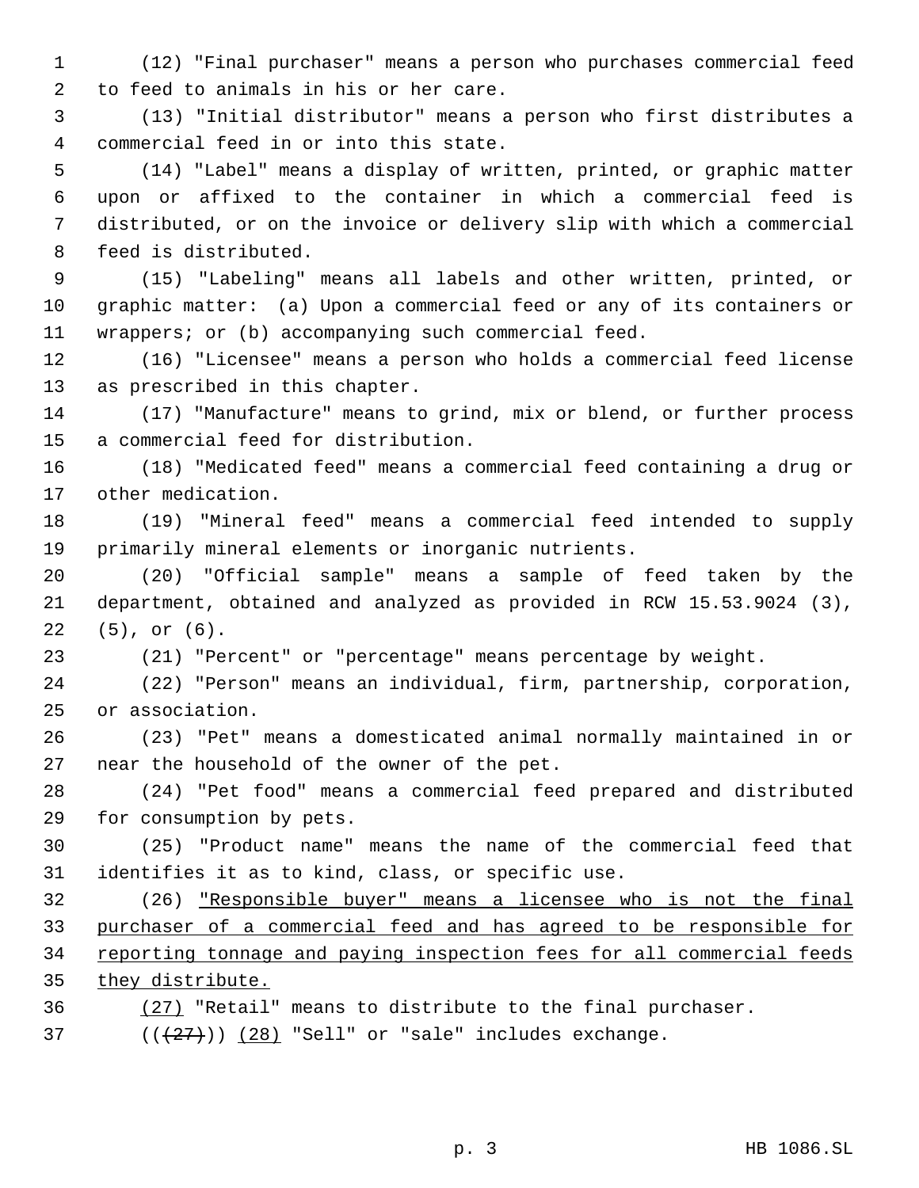(12) "Final purchaser" means a person who purchases commercial feed to feed to animals in his or her care.

(13) "Initial distributor" means a person who first distributes a commercial feed in or into this state.

(14) "Label" means a display of written, printed, or graphic matter upon or affixed to the container in which a commercial feed is distributed, or on the invoice or delivery slip with which a commercial feed is distributed.

(15) "Labeling" means all labels and other written, printed, or graphic matter: (a) Upon a commercial feed or any of its containers or wrappers; or (b) accompanying such commercial feed.

(16) "Licensee" means a person who holds a commercial feed license as prescribed in this chapter.

(17) "Manufacture" means to grind, mix or blend, or further process a commercial feed for distribution.

(18) "Medicated feed" means a commercial feed containing a drug or other medication.

(19) "Mineral feed" means a commercial feed intended to supply primarily mineral elements or inorganic nutrients.

(20) "Official sample" means a sample of feed taken by the department, obtained and analyzed as provided in RCW 15.53.9024 (3), (5), or (6).

(21) "Percent" or "percentage" means percentage by weight.

(22) "Person" means an individual, firm, partnership, corporation, or association.

(23) "Pet" means a domesticated animal normally maintained in or near the household of the owner of the pet.

(24) "Pet food" means a commercial feed prepared and distributed for consumption by pets.

(25) "Product name" means the name of the commercial feed that identifies it as to kind, class, or specific use.

(26) "Responsible buyer" means a licensee who is not the final purchaser of a commercial feed and has agreed to be responsible for reporting tonnage and paying inspection fees for all commercial feeds they distribute.

(27) "Retail" means to distribute to the final purchaser.

(((27))) (28) "Sell" or "sale" includes exchange.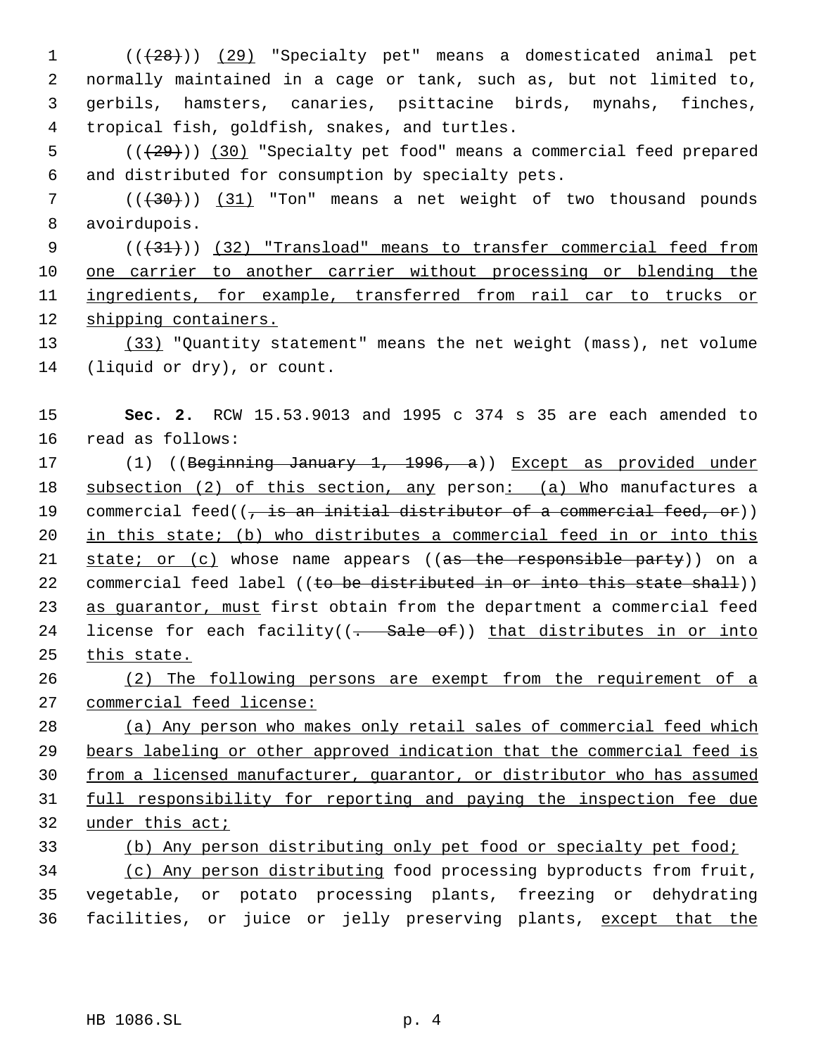((~~(28)~~)) <u>(29)</u> "Specialty pet" means a domesticated animal pet normally maintained in a cage or tank, such as, but not limited to, gerbils, hamsters, canaries, psittacine birds, mynahs, finches, tropical fish, goldfish, snakes, and turtles.

((~~(29)~~)) <u>(30)</u> "Specialty pet food" means a commercial feed prepared and distributed for consumption by specialty pets.

((~~(30)~~)) <u>(31)</u> "Ton" means a net weight of two thousand pounds avoirdupois.

((~~(31)~~)) <u>(32) "Transload" means to transfer commercial feed from one carrier to another carrier without processing or blending the ingredients, for example, transferred from rail car to trucks or shipping containers.</u>

<u>(33)</u> "Quantity statement" means the net weight (mass), net volume (liquid or dry), or count.

**Sec. 2.** RCW 15.53.9013 and 1995 c 374 s 35 are each amended to read as follows:

(1) ((~~Beginning January 1, 1996, a~~)) <u>Except as provided under subsection (2) of this section, any</u> person<u>: (a) W</u>ho manufactures a commercial feed((~~, is an initial distributor of a commercial feed, or~~)) <u>in this state; (b) who distributes a commercial feed in or into this state; or (c)</u> whose name appears ((~~as the responsible party~~)) on a commercial feed label ((~~to be distributed in or into this state shall~~)) <u>as guarantor, must</u> first obtain from the department a commercial feed license for each facility((~~. Sale of~~)) <u>that distributes in or into this state.</u>

<u>(2) The following persons are exempt from the requirement of a commercial feed license:</u>

<u>(a) Any person who makes only retail sales of commercial feed which bears labeling or other approved indication that the commercial feed is from a licensed manufacturer, guarantor, or distributor who has assumed full responsibility for reporting and paying the inspection fee due under this act;</u>

<u>(b) Any person distributing only pet food or specialty pet food;</u>

<u>(c) Any person distributing</u> food processing byproducts from fruit, vegetable, or potato processing plants, freezing or dehydrating facilities, or juice or jelly preserving plants, <u>except that the</u>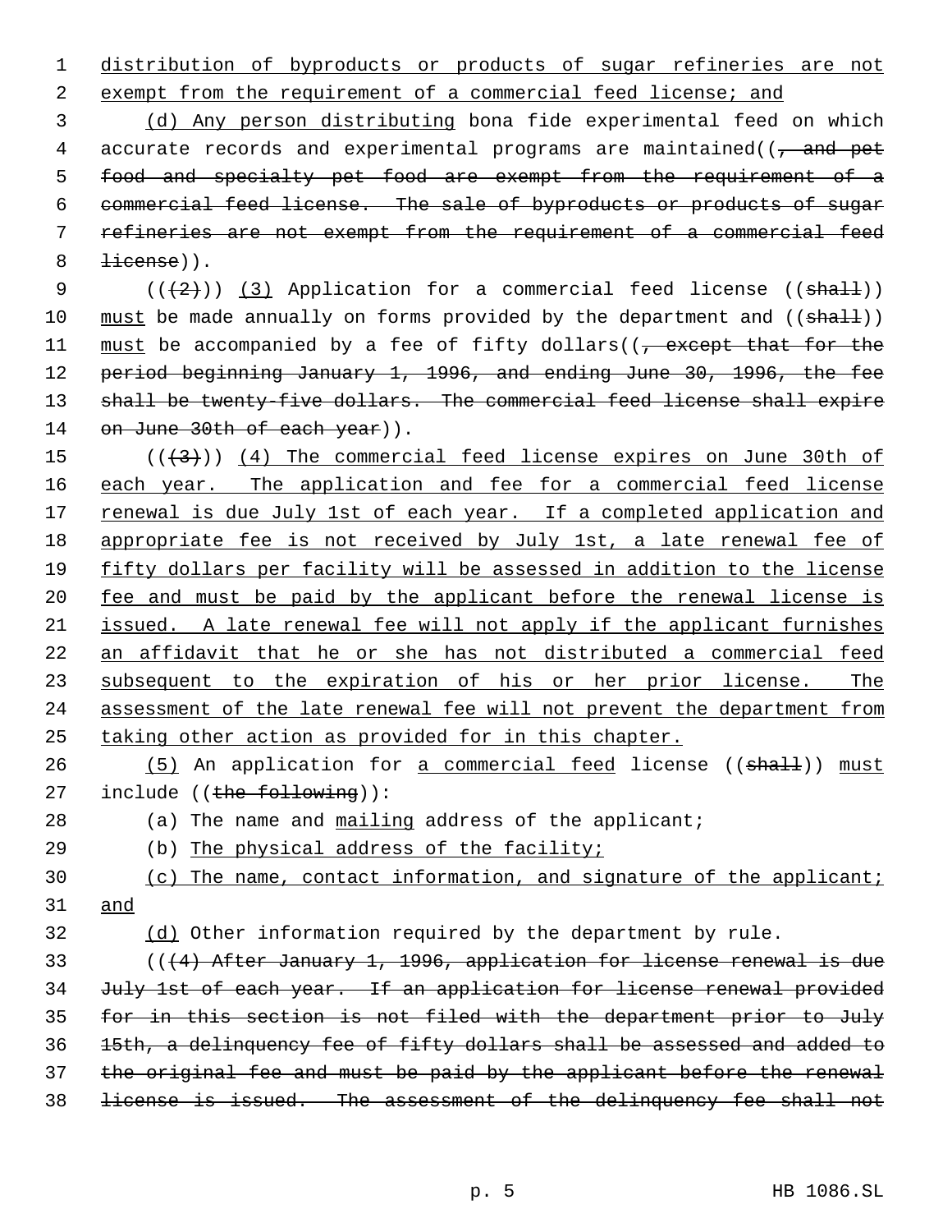distribution of byproducts or products of sugar refineries are not exempt from the requirement of a commercial feed license; and

(d) Any person distributing bona fide experimental feed on which accurate records and experimental programs are maintained((, and pet food and specialty pet food are exempt from the requirement of a commercial feed license. The sale of byproducts or products of sugar refineries are not exempt from the requirement of a commercial feed license)).

(((2))) (3) Application for a commercial feed license ((shall)) must be made annually on forms provided by the department and ((shall)) must be accompanied by a fee of fifty dollars((, except that for the period beginning January 1, 1996, and ending June 30, 1996, the fee shall be twenty-five dollars. The commercial feed license shall expire on June 30th of each year)).

(((3))) (4) The commercial feed license expires on June 30th of each year. The application and fee for a commercial feed license renewal is due July 1st of each year. If a completed application and appropriate fee is not received by July 1st, a late renewal fee of fifty dollars per facility will be assessed in addition to the license fee and must be paid by the applicant before the renewal license is issued. A late renewal fee will not apply if the applicant furnishes an affidavit that he or she has not distributed a commercial feed subsequent to the expiration of his or her prior license. The assessment of the late renewal fee will not prevent the department from taking other action as provided for in this chapter.

(5) An application for a commercial feed license ((shall)) must include ((the following)):

(a) The name and mailing address of the applicant;

(b) The physical address of the facility;

(c) The name, contact information, and signature of the applicant; and

(d) Other information required by the department by rule.

(((4) After January 1, 1996, application for license renewal is due July 1st of each year. If an application for license renewal provided for in this section is not filed with the department prior to July 15th, a delinquency fee of fifty dollars shall be assessed and added to the original fee and must be paid by the applicant before the renewal license is issued. The assessment of the delinquency fee shall not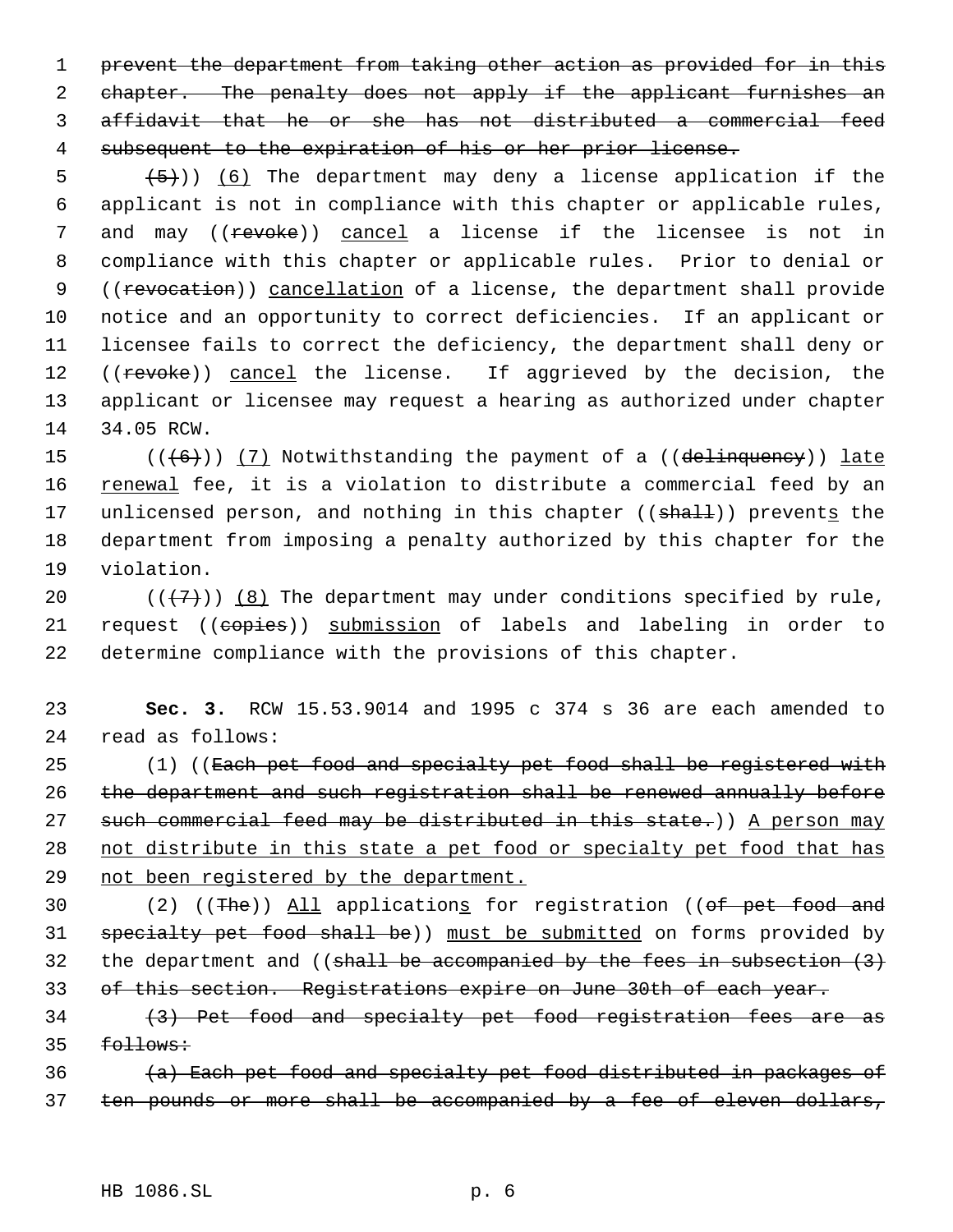~~prevent the department from taking other action as provided for in this chapter. The penalty does not apply if the applicant furnishes an affidavit that he or she has not distributed a commercial feed subsequent to the expiration of his or her prior license.~~

~~(5)~~)) <u>(6)</u> The department may deny a license application if the applicant is not in compliance with this chapter or applicable rules, and may ((~~revoke~~)) <u>cancel</u> a license if the licensee is not in compliance with this chapter or applicable rules. Prior to denial or ((~~revocation~~)) <u>cancellation</u> of a license, the department shall provide notice and an opportunity to correct deficiencies. If an applicant or licensee fails to correct the deficiency, the department shall deny or ((~~revoke~~)) <u>cancel</u> the license. If aggrieved by the decision, the applicant or licensee may request a hearing as authorized under chapter 34.05 RCW.

((~~(6)~~)) <u>(7)</u> Notwithstanding the payment of a ((~~delinquency~~)) <u>late renewal</u> fee, it is a violation to distribute a commercial feed by an unlicensed person, and nothing in this chapter ((~~shall~~)) prevent<u>s</u> the department from imposing a penalty authorized by this chapter for the violation.

((~~(7)~~)) <u>(8)</u> The department may under conditions specified by rule, request ((~~copies~~)) <u>submission</u> of labels and labeling in order to determine compliance with the provisions of this chapter.

**Sec. 3.** RCW 15.53.9014 and 1995 c 374 s 36 are each amended to read as follows:

(1) ((~~Each pet food and specialty pet food shall be registered with the department and such registration shall be renewed annually before such commercial feed may be distributed in this state.~~)) <u>A person may not distribute in this state a pet food or specialty pet food that has not been registered by the department.</u>

(2) ((~~The~~)) <u>All</u> application<u>s</u> for registration ((~~of pet food and specialty pet food shall be~~)) <u>must be submitted</u> on forms provided by the department and ((~~shall be accompanied by the fees in subsection (3) of this section. Registrations expire on June 30th of each year.~~

~~(3) Pet food and specialty pet food registration fees are as follows:~~

~~(a) Each pet food and specialty pet food distributed in packages of ten pounds or more shall be accompanied by a fee of eleven dollars,~~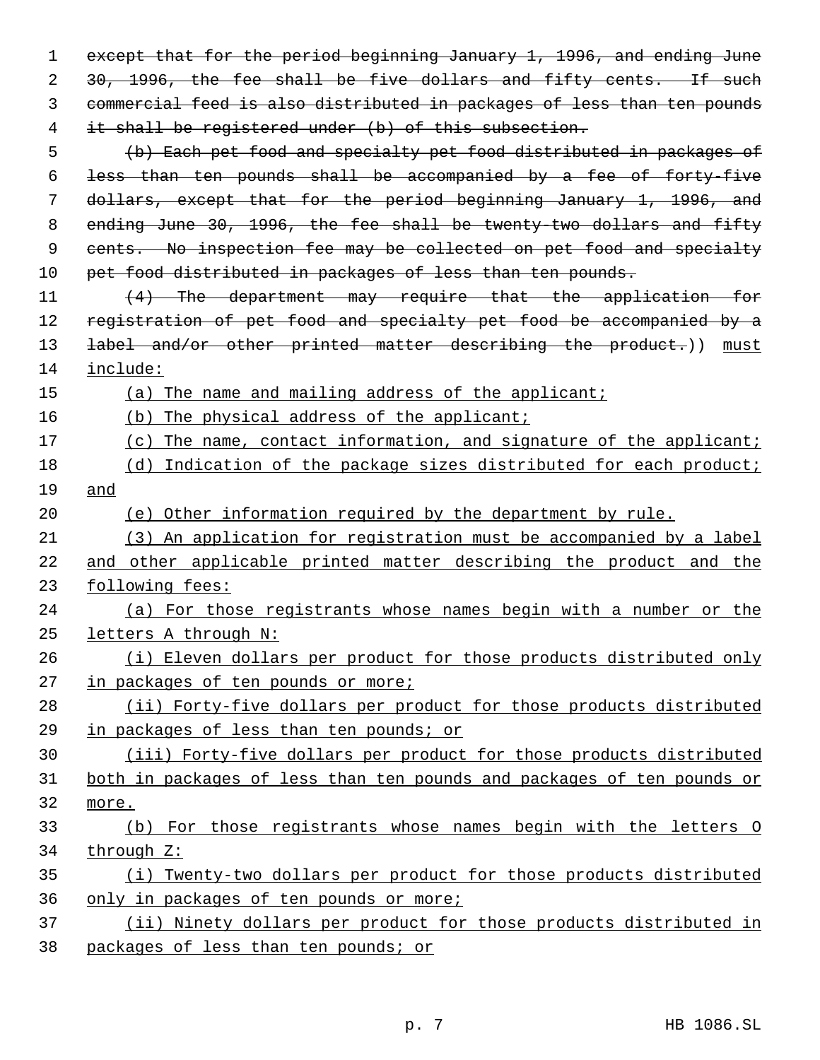~~except that for the period beginning January 1, 1996, and ending June 30, 1996, the fee shall be five dollars and fifty cents. If such commercial feed is also distributed in packages of less than ten pounds it shall be registered under (b) of this subsection.~~

~~(b) Each pet food and specialty pet food distributed in packages of less than ten pounds shall be accompanied by a fee of forty-five dollars, except that for the period beginning January 1, 1996, and ending June 30, 1996, the fee shall be twenty-two dollars and fifty cents. No inspection fee may be collected on pet food and specialty pet food distributed in packages of less than ten pounds.~~

~~(4) The department may require that the application for registration of pet food and specialty pet food be accompanied by a label and/or other printed matter describing the product.~~)) must include:

(a) The name and mailing address of the applicant;

(b) The physical address of the applicant;

(c) The name, contact information, and signature of the applicant;

(d) Indication of the package sizes distributed for each product; and

(e) Other information required by the department by rule.

(3) An application for registration must be accompanied by a label and other applicable printed matter describing the product and the following fees:

(a) For those registrants whose names begin with a number or the letters A through N:

(i) Eleven dollars per product for those products distributed only in packages of ten pounds or more;

(ii) Forty-five dollars per product for those products distributed in packages of less than ten pounds; or

(iii) Forty-five dollars per product for those products distributed both in packages of less than ten pounds and packages of ten pounds or more.

(b) For those registrants whose names begin with the letters O through Z:

(i) Twenty-two dollars per product for those products distributed only in packages of ten pounds or more;

(ii) Ninety dollars per product for those products distributed in packages of less than ten pounds; or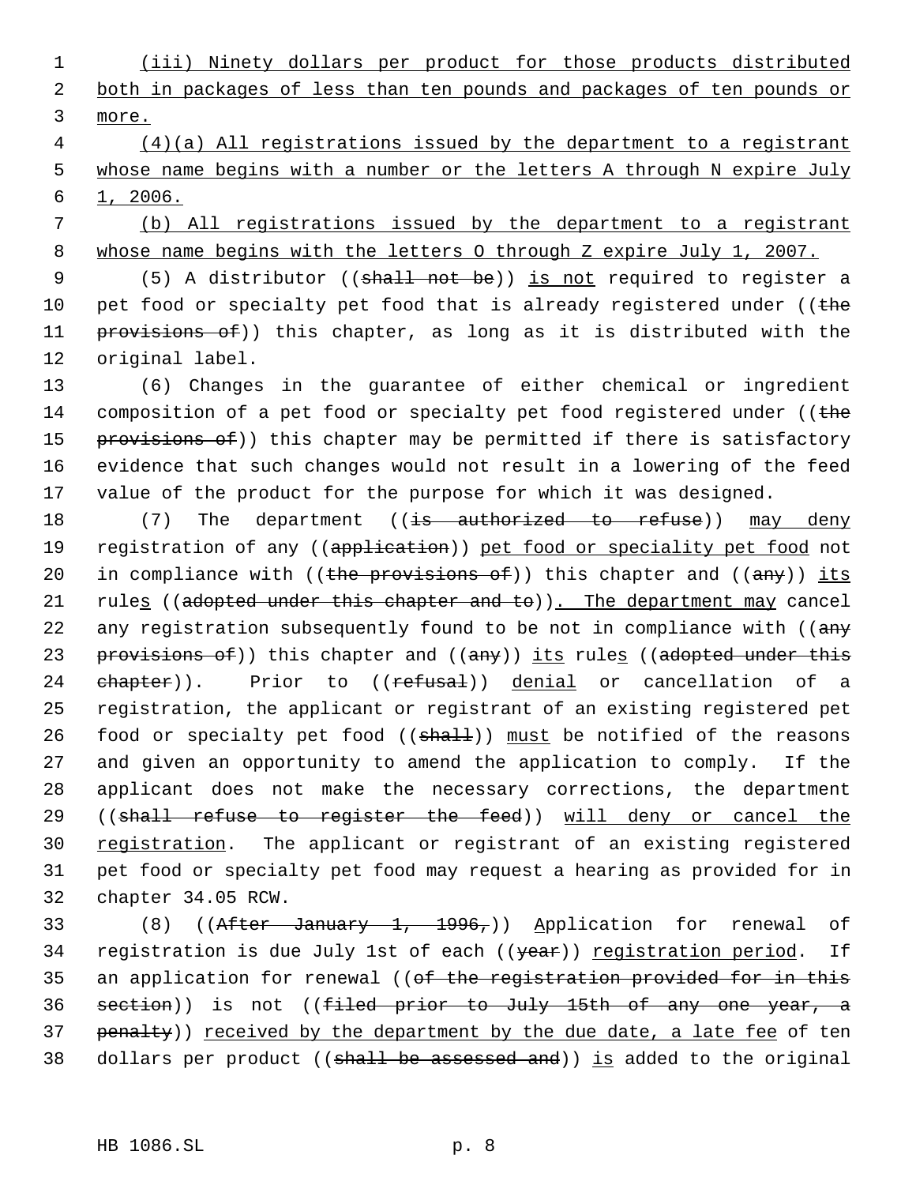(iii) Ninety dollars per product for those products distributed both in packages of less than ten pounds and packages of ten pounds or more.

(4)(a) All registrations issued by the department to a registrant whose name begins with a number or the letters A through N expire July 1, 2006.

(b) All registrations issued by the department to a registrant whose name begins with the letters O through Z expire July 1, 2007.

(5) A distributor ((shall not be)) is not required to register a pet food or specialty pet food that is already registered under ((the provisions of)) this chapter, as long as it is distributed with the original label.

(6) Changes in the guarantee of either chemical or ingredient composition of a pet food or specialty pet food registered under ((the provisions of)) this chapter may be permitted if there is satisfactory evidence that such changes would not result in a lowering of the feed value of the product for the purpose for which it was designed.

(7) The department ((is authorized to refuse)) may deny registration of any ((application)) pet food or speciality pet food not in compliance with ((the provisions of)) this chapter and ((any)) its rules ((adopted under this chapter and to)). The department may cancel any registration subsequently found to be not in compliance with ((any provisions of)) this chapter and ((any)) its rules ((adopted under this chapter)). Prior to ((refusal)) denial or cancellation of a registration, the applicant or registrant of an existing registered pet food or specialty pet food ((shall)) must be notified of the reasons and given an opportunity to amend the application to comply. If the applicant does not make the necessary corrections, the department ((shall refuse to register the feed)) will deny or cancel the registration. The applicant or registrant of an existing registered pet food or specialty pet food may request a hearing as provided for in chapter 34.05 RCW.

(8) ((After January 1, 1996,)) Application for renewal of registration is due July 1st of each ((year)) registration period. If an application for renewal ((of the registration provided for in this section)) is not ((filed prior to July 15th of any one year, a penalty)) received by the department by the due date, a late fee of ten dollars per product ((shall be assessed and)) is added to the original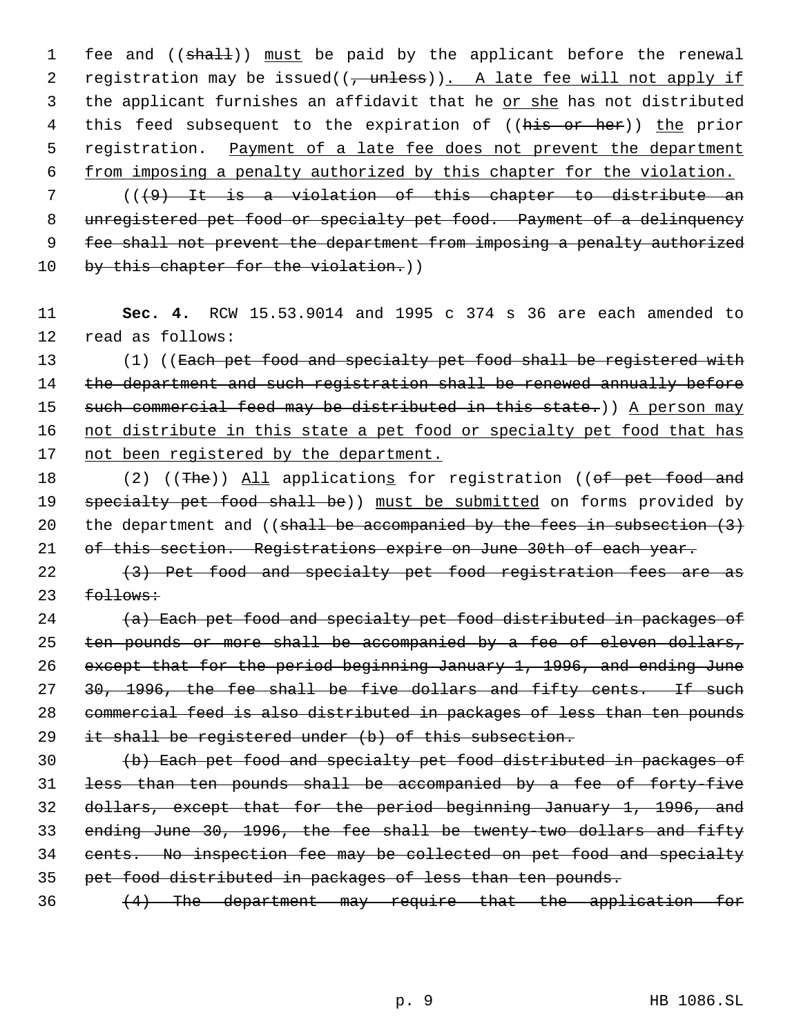fee and ((~~shall~~)) must be paid by the applicant before the renewal registration may be issued((~~, unless~~)). A late fee will not apply if the applicant furnishes an affidavit that he or she has not distributed this feed subsequent to the expiration of ((~~his or her~~)) the prior registration. Payment of a late fee does not prevent the department from imposing a penalty authorized by this chapter for the violation.

((~~(9) It is a violation of this chapter to distribute an unregistered pet food or specialty pet food. Payment of a delinquency fee shall not prevent the department from imposing a penalty authorized by this chapter for the violation.~~))

**Sec. 4.** RCW 15.53.9014 and 1995 c 374 s 36 are each amended to read as follows:

(1) ((~~Each pet food and specialty pet food shall be registered with the department and such registration shall be renewed annually before such commercial feed may be distributed in this state.~~)) A person may not distribute in this state a pet food or specialty pet food that has not been registered by the department.

(2) ((~~The~~)) All applications for registration ((~~of pet food and specialty pet food shall be~~)) must be submitted on forms provided by the department and ((~~shall be accompanied by the fees in subsection (3) of this section. Registrations expire on June 30th of each year.~~

~~(3) Pet food and specialty pet food registration fees are as follows:~~

~~(a) Each pet food and specialty pet food distributed in packages of ten pounds or more shall be accompanied by a fee of eleven dollars, except that for the period beginning January 1, 1996, and ending June 30, 1996, the fee shall be five dollars and fifty cents. If such commercial feed is also distributed in packages of less than ten pounds it shall be registered under (b) of this subsection.~~

~~(b) Each pet food and specialty pet food distributed in packages of less than ten pounds shall be accompanied by a fee of forty-five dollars, except that for the period beginning January 1, 1996, and ending June 30, 1996, the fee shall be twenty-two dollars and fifty cents. No inspection fee may be collected on pet food and specialty pet food distributed in packages of less than ten pounds.~~

~~(4) The department may require that the application for~~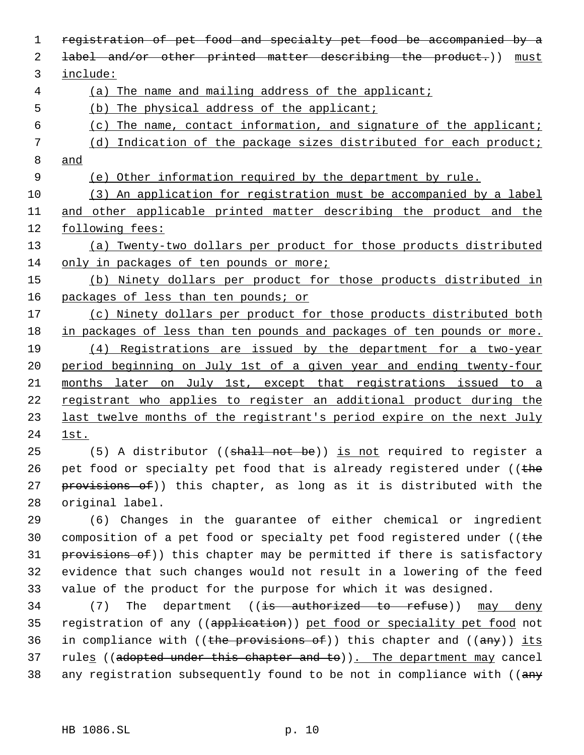~~registration of pet food and specialty pet food be accompanied by a label and/or other printed matter describing the product.~~)) must include:

(a) The name and mailing address of the applicant;

(b) The physical address of the applicant;

(c) The name, contact information, and signature of the applicant;

(d) Indication of the package sizes distributed for each product; and

(e) Other information required by the department by rule.

(3) An application for registration must be accompanied by a label and other applicable printed matter describing the product and the following fees:

(a) Twenty-two dollars per product for those products distributed only in packages of ten pounds or more;

(b) Ninety dollars per product for those products distributed in packages of less than ten pounds; or

(c) Ninety dollars per product for those products distributed both in packages of less than ten pounds and packages of ten pounds or more.

(4) Registrations are issued by the department for a two-year period beginning on July 1st of a given year and ending twenty-four months later on July 1st, except that registrations issued to a registrant who applies to register an additional product during the last twelve months of the registrant's period expire on the next July 1st.

(5) A distributor ((~~shall not be~~)) is not required to register a pet food or specialty pet food that is already registered under ((~~the provisions of~~)) this chapter, as long as it is distributed with the original label.

(6) Changes in the guarantee of either chemical or ingredient composition of a pet food or specialty pet food registered under ((~~the provisions of~~)) this chapter may be permitted if there is satisfactory evidence that such changes would not result in a lowering of the feed value of the product for the purpose for which it was designed.

(7) The department ((~~is authorized to refuse~~)) may deny registration of any ((~~application~~)) pet food or speciality pet food not in compliance with ((~~the provisions of~~)) this chapter and ((~~any~~)) its rules ((~~adopted under this chapter and to~~)). The department may cancel any registration subsequently found to be not in compliance with ((~~any~~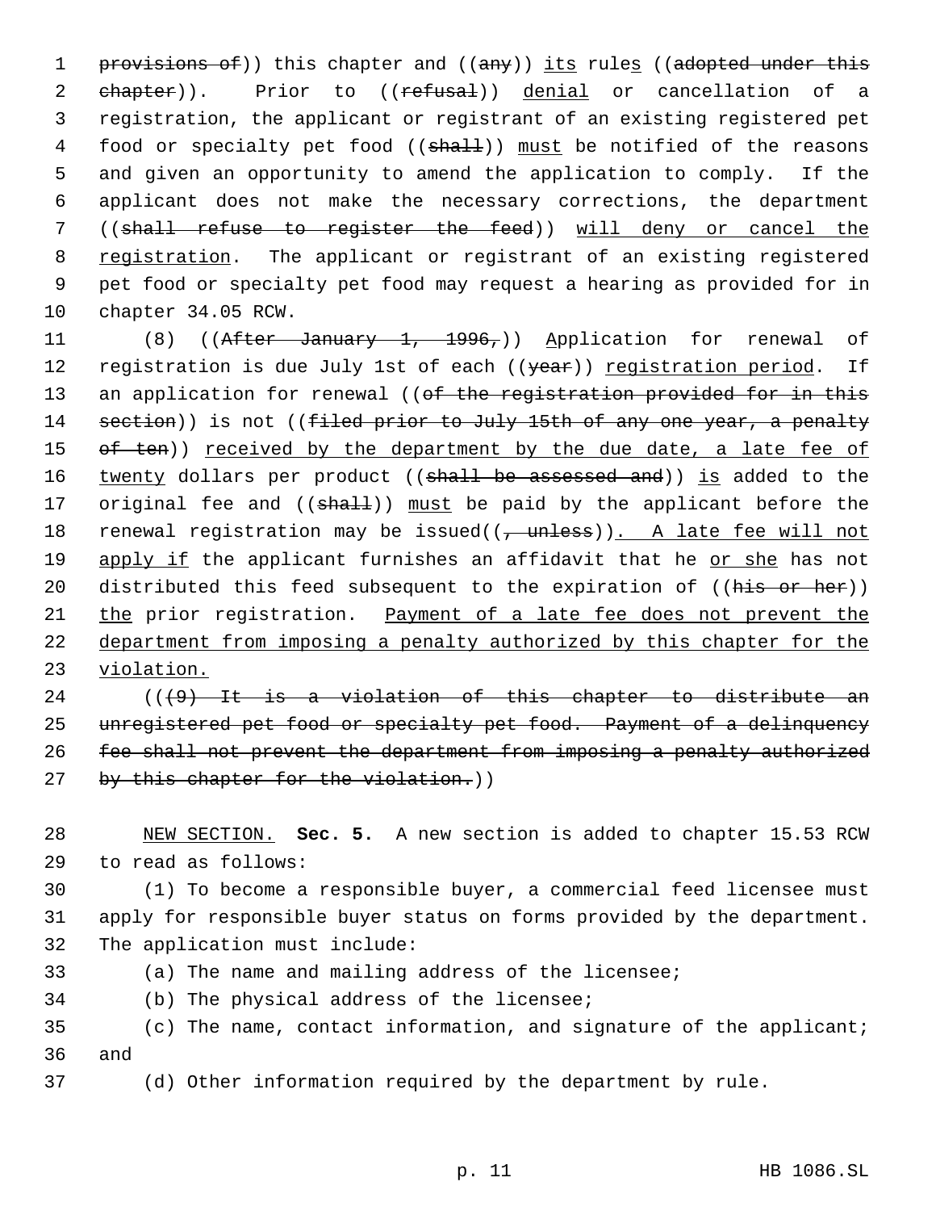provisions of)) this chapter and ((any)) its rules ((adopted under this chapter)). Prior to ((refusal)) denial or cancellation of a registration, the applicant or registrant of an existing registered pet food or specialty pet food ((shall)) must be notified of the reasons and given an opportunity to amend the application to comply. If the applicant does not make the necessary corrections, the department ((shall refuse to register the feed)) will deny or cancel the registration. The applicant or registrant of an existing registered pet food or specialty pet food may request a hearing as provided for in chapter 34.05 RCW.

(8) ((After January 1, 1996,)) Application for renewal of registration is due July 1st of each ((year)) registration period. If an application for renewal ((of the registration provided for in this section)) is not ((filed prior to July 15th of any one year, a penalty of ten)) received by the department by the due date, a late fee of twenty dollars per product ((shall be assessed and)) is added to the original fee and ((shall)) must be paid by the applicant before the renewal registration may be issued((, unless)). A late fee will not apply if the applicant furnishes an affidavit that he or she has not distributed this feed subsequent to the expiration of ((his or her)) the prior registration. Payment of a late fee does not prevent the department from imposing a penalty authorized by this chapter for the violation.

(((9) It is a violation of this chapter to distribute an unregistered pet food or specialty pet food. Payment of a delinquency fee shall not prevent the department from imposing a penalty authorized by this chapter for the violation.))

NEW SECTION. **Sec. 5.** A new section is added to chapter 15.53 RCW to read as follows:

(1) To become a responsible buyer, a commercial feed licensee must apply for responsible buyer status on forms provided by the department. The application must include:

(a) The name and mailing address of the licensee;

(b) The physical address of the licensee;

(c) The name, contact information, and signature of the applicant; and

(d) Other information required by the department by rule.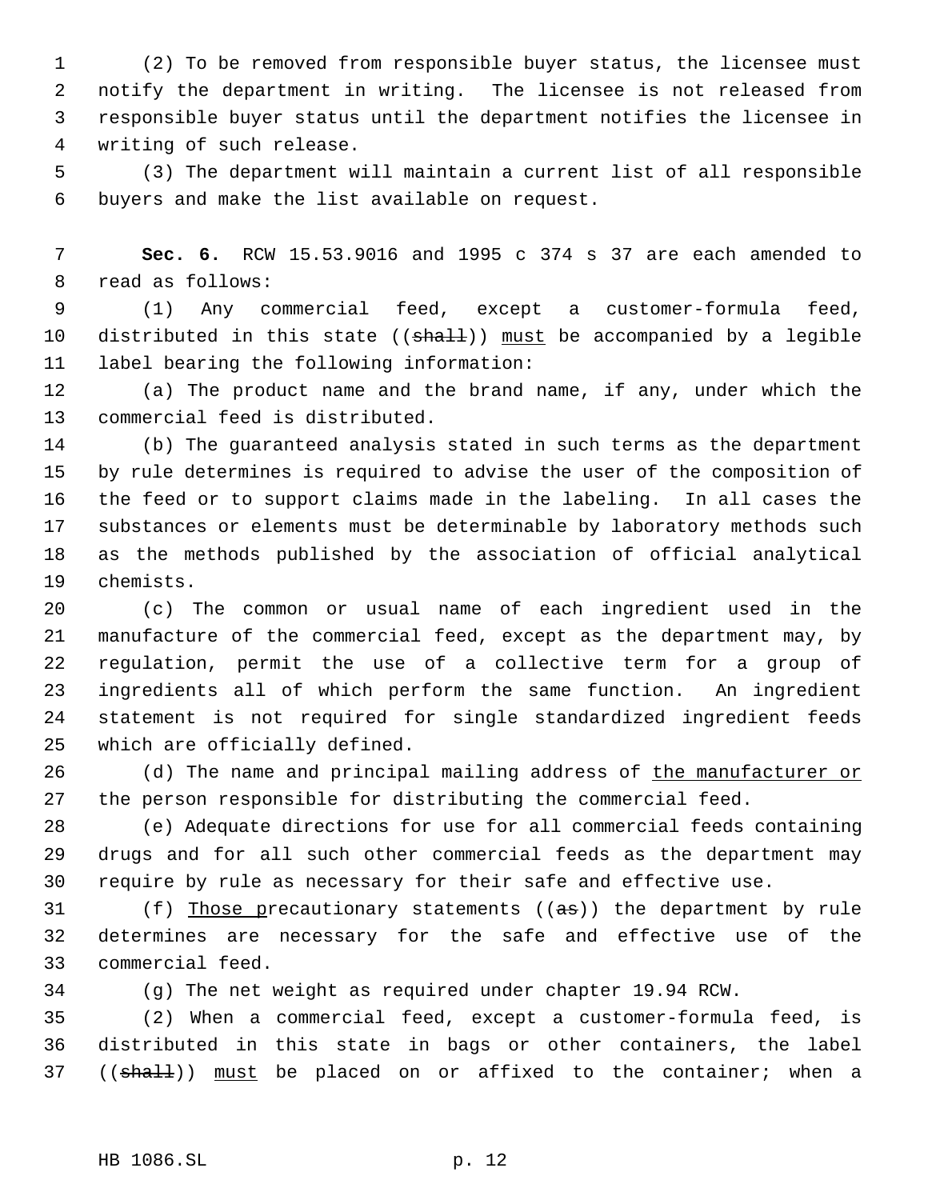(2) To be removed from responsible buyer status, the licensee must notify the department in writing. The licensee is not released from responsible buyer status until the department notifies the licensee in writing of such release.

(3) The department will maintain a current list of all responsible buyers and make the list available on request.

**Sec. 6.** RCW 15.53.9016 and 1995 c 374 s 37 are each amended to read as follows:

(1) Any commercial feed, except a customer-formula feed, distributed in this state ((~~shall~~)) <u>must</u> be accompanied by a legible label bearing the following information:

(a) The product name and the brand name, if any, under which the commercial feed is distributed.

(b) The guaranteed analysis stated in such terms as the department by rule determines is required to advise the user of the composition of the feed or to support claims made in the labeling. In all cases the substances or elements must be determinable by laboratory methods such as the methods published by the association of official analytical chemists.

(c) The common or usual name of each ingredient used in the manufacture of the commercial feed, except as the department may, by regulation, permit the use of a collective term for a group of ingredients all of which perform the same function. An ingredient statement is not required for single standardized ingredient feeds which are officially defined.

(d) The name and principal mailing address of <u>the manufacturer or</u> the person responsible for distributing the commercial feed.

(e) Adequate directions for use for all commercial feeds containing drugs and for all such other commercial feeds as the department may require by rule as necessary for their safe and effective use.

(f) <u>Those p</u>recautionary statements ((~~as~~)) the department by rule determines are necessary for the safe and effective use of the commercial feed.

(g) The net weight as required under chapter 19.94 RCW.

(2) When a commercial feed, except a customer-formula feed, is distributed in this state in bags or other containers, the label ((~~shall~~)) <u>must</u> be placed on or affixed to the container; when a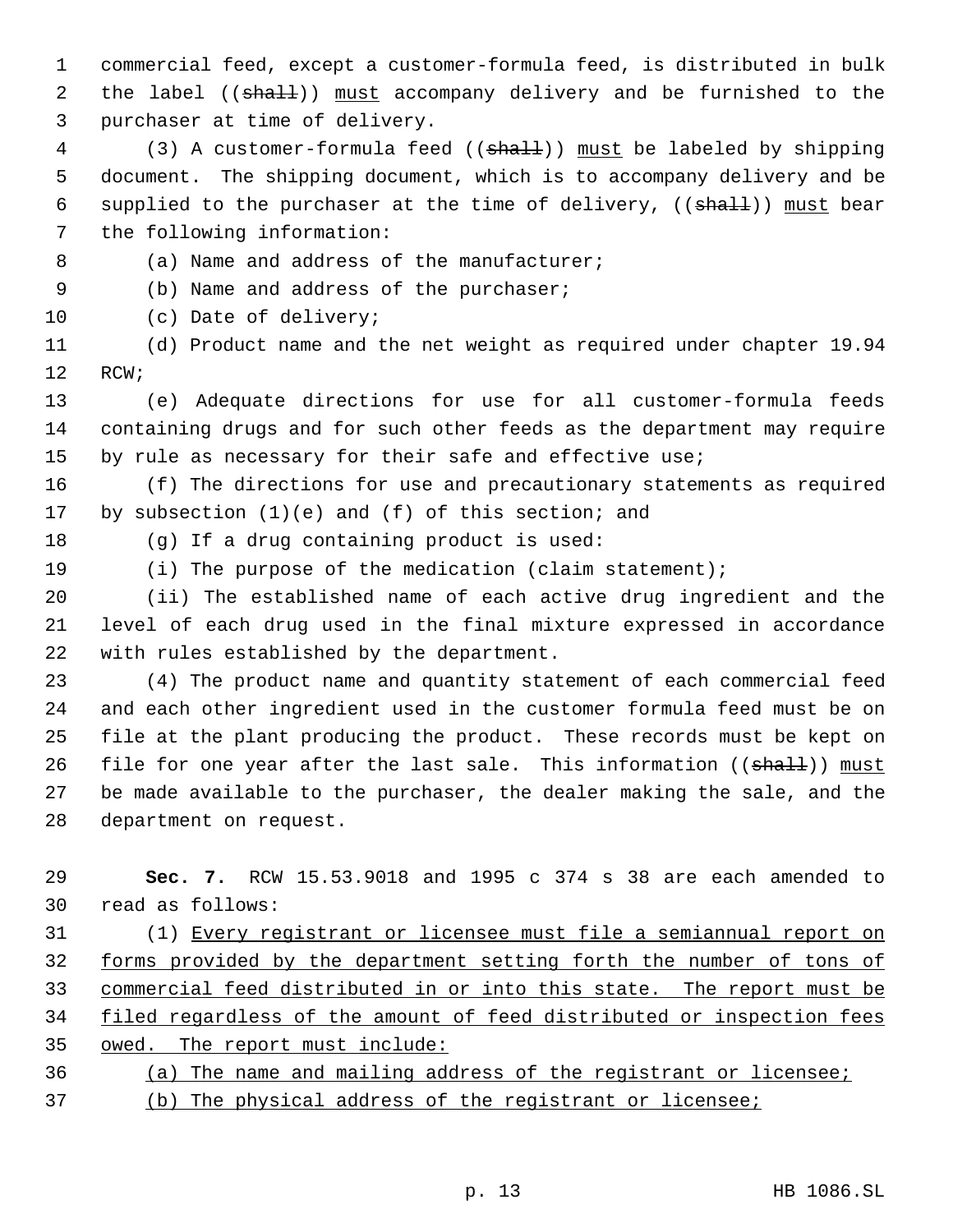commercial feed, except a customer-formula feed, is distributed in bulk the label ((~~shall~~)) <u>must</u> accompany delivery and be furnished to the purchaser at time of delivery.

(3) A customer-formula feed ((~~shall~~)) <u>must</u> be labeled by shipping document. The shipping document, which is to accompany delivery and be supplied to the purchaser at the time of delivery, ((~~shall~~)) <u>must</u> bear the following information:

(a) Name and address of the manufacturer;

(b) Name and address of the purchaser;

(c) Date of delivery;

(d) Product name and the net weight as required under chapter 19.94 RCW;

(e) Adequate directions for use for all customer-formula feeds containing drugs and for such other feeds as the department may require by rule as necessary for their safe and effective use;

(f) The directions for use and precautionary statements as required by subsection (1)(e) and (f) of this section; and

(g) If a drug containing product is used:

(i) The purpose of the medication (claim statement);

(ii) The established name of each active drug ingredient and the level of each drug used in the final mixture expressed in accordance with rules established by the department.

(4) The product name and quantity statement of each commercial feed and each other ingredient used in the customer formula feed must be on file at the plant producing the product. These records must be kept on file for one year after the last sale. This information ((~~shall~~)) <u>must</u> be made available to the purchaser, the dealer making the sale, and the department on request.

**Sec. 7.** RCW 15.53.9018 and 1995 c 374 s 38 are each amended to read as follows:

(1) <u>Every registrant or licensee must file a semiannual report on forms provided by the department setting forth the number of tons of commercial feed distributed in or into this state. The report must be filed regardless of the amount of feed distributed or inspection fees owed. The report must include:</u>

<u>(a) The name and mailing address of the registrant or licensee;</u>

<u>(b) The physical address of the registrant or licensee;</u>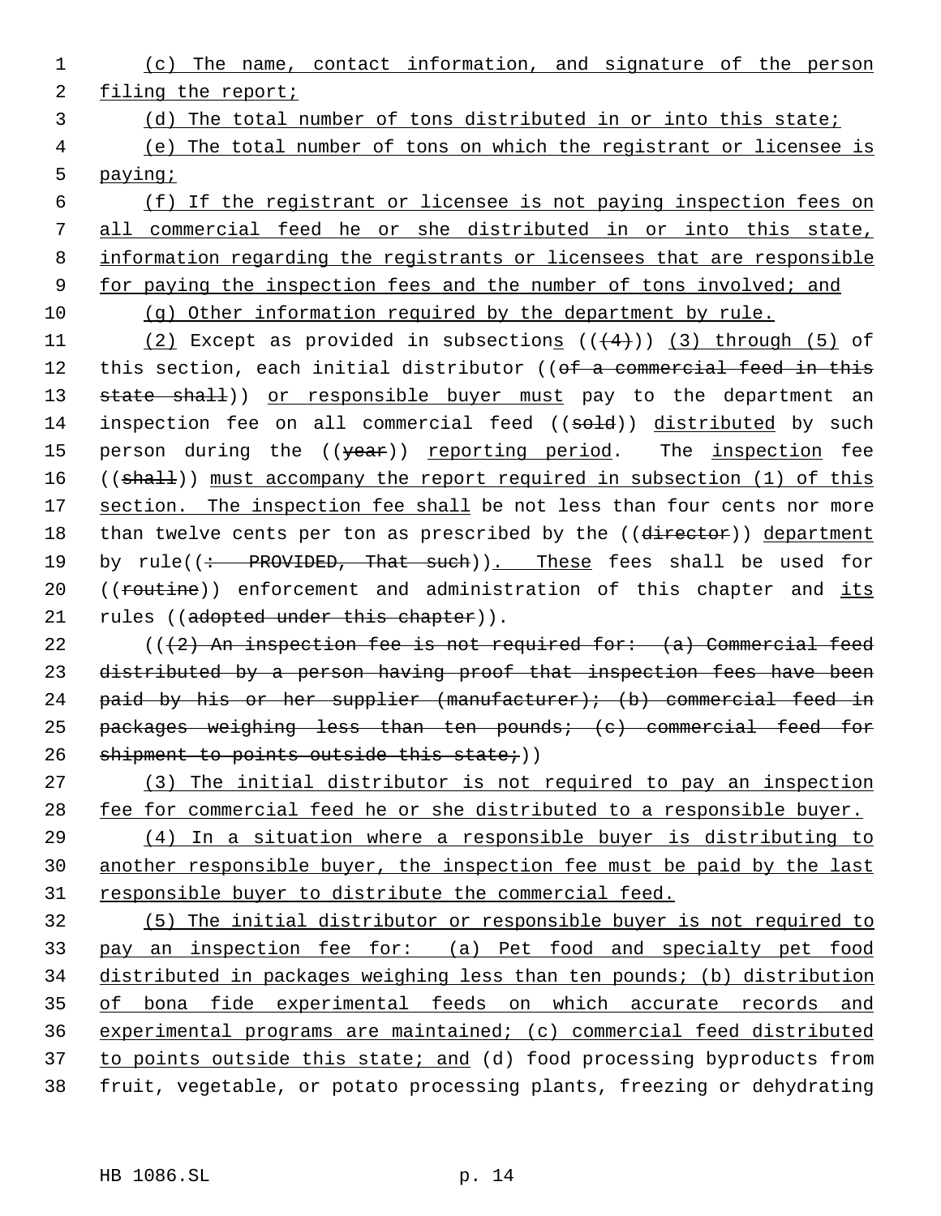(c) The name, contact information, and signature of the person filing the report;

(d) The total number of tons distributed in or into this state;

(e) The total number of tons on which the registrant or licensee is paying;

(f) If the registrant or licensee is not paying inspection fees on all commercial feed he or she distributed in or into this state, information regarding the registrants or licensees that are responsible for paying the inspection fees and the number of tons involved; and

(g) Other information required by the department by rule.

(2) Except as provided in subsections (((4))) (3) through (5) of this section, each initial distributor ((of a commercial feed in this state shall)) or responsible buyer must pay to the department an inspection fee on all commercial feed ((sold)) distributed by such person during the ((year)) reporting period. The inspection fee ((shall)) must accompany the report required in subsection (1) of this section. The inspection fee shall be not less than four cents nor more than twelve cents per ton as prescribed by the ((director)) department by rule((: PROVIDED, That such)). These fees shall be used for ((routine)) enforcement and administration of this chapter and its rules ((adopted under this chapter)).

(((2) An inspection fee is not required for: (a) Commercial feed distributed by a person having proof that inspection fees have been paid by his or her supplier (manufacturer); (b) commercial feed in packages weighing less than ten pounds; (c) commercial feed for shipment to points outside this state;))

(3) The initial distributor is not required to pay an inspection fee for commercial feed he or she distributed to a responsible buyer.

(4) In a situation where a responsible buyer is distributing to another responsible buyer, the inspection fee must be paid by the last responsible buyer to distribute the commercial feed.

(5) The initial distributor or responsible buyer is not required to pay an inspection fee for: (a) Pet food and specialty pet food distributed in packages weighing less than ten pounds; (b) distribution of bona fide experimental feeds on which accurate records and experimental programs are maintained; (c) commercial feed distributed to points outside this state; and (d) food processing byproducts from fruit, vegetable, or potato processing plants, freezing or dehydrating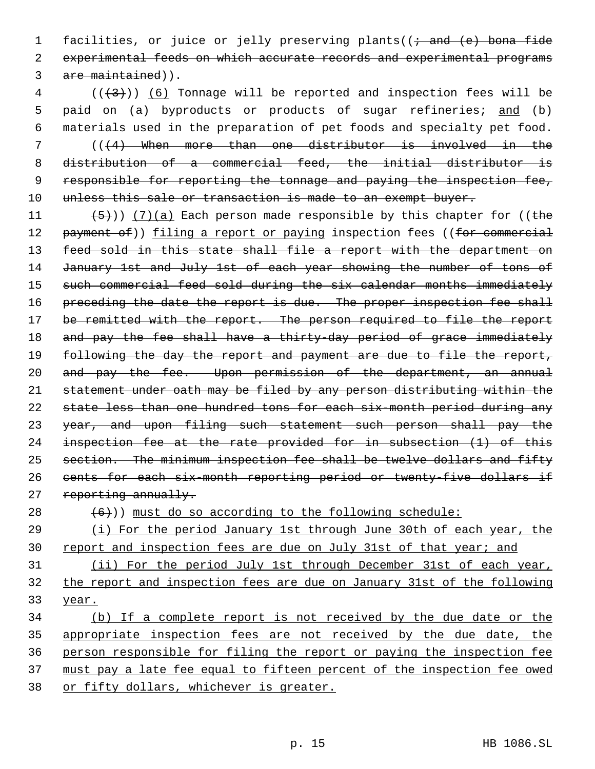facilities, or juice or jelly preserving plants((; and (e) bona fide experimental feeds on which accurate records and experimental programs are maintained)).

(((3))) (6) Tonnage will be reported and inspection fees will be paid on (a) byproducts or products of sugar refineries; and (b) materials used in the preparation of pet foods and specialty pet food.

(((4) When more than one distributor is involved in the distribution of a commercial feed, the initial distributor is responsible for reporting the tonnage and paying the inspection fee, unless this sale or transaction is made to an exempt buyer.

(5))) (7)(a) Each person made responsible by this chapter for ((the payment of)) filing a report or paying inspection fees ((for commercial feed sold in this state shall file a report with the department on January 1st and July 1st of each year showing the number of tons of such commercial feed sold during the six calendar months immediately preceding the date the report is due. The proper inspection fee shall be remitted with the report. The person required to file the report and pay the fee shall have a thirty-day period of grace immediately following the day the report and payment are due to file the report, and pay the fee. Upon permission of the department, an annual statement under oath may be filed by any person distributing within the state less than one hundred tons for each six-month period during any year, and upon filing such statement such person shall pay the inspection fee at the rate provided for in subsection (1) of this section. The minimum inspection fee shall be twelve dollars and fifty cents for each six-month reporting period or twenty-five dollars if reporting annually.

(6))) must do so according to the following schedule:

(i) For the period January 1st through June 30th of each year, the report and inspection fees are due on July 31st of that year; and

(ii) For the period July 1st through December 31st of each year, the report and inspection fees are due on January 31st of the following year.

(b) If a complete report is not received by the due date or the appropriate inspection fees are not received by the due date, the person responsible for filing the report or paying the inspection fee must pay a late fee equal to fifteen percent of the inspection fee owed or fifty dollars, whichever is greater.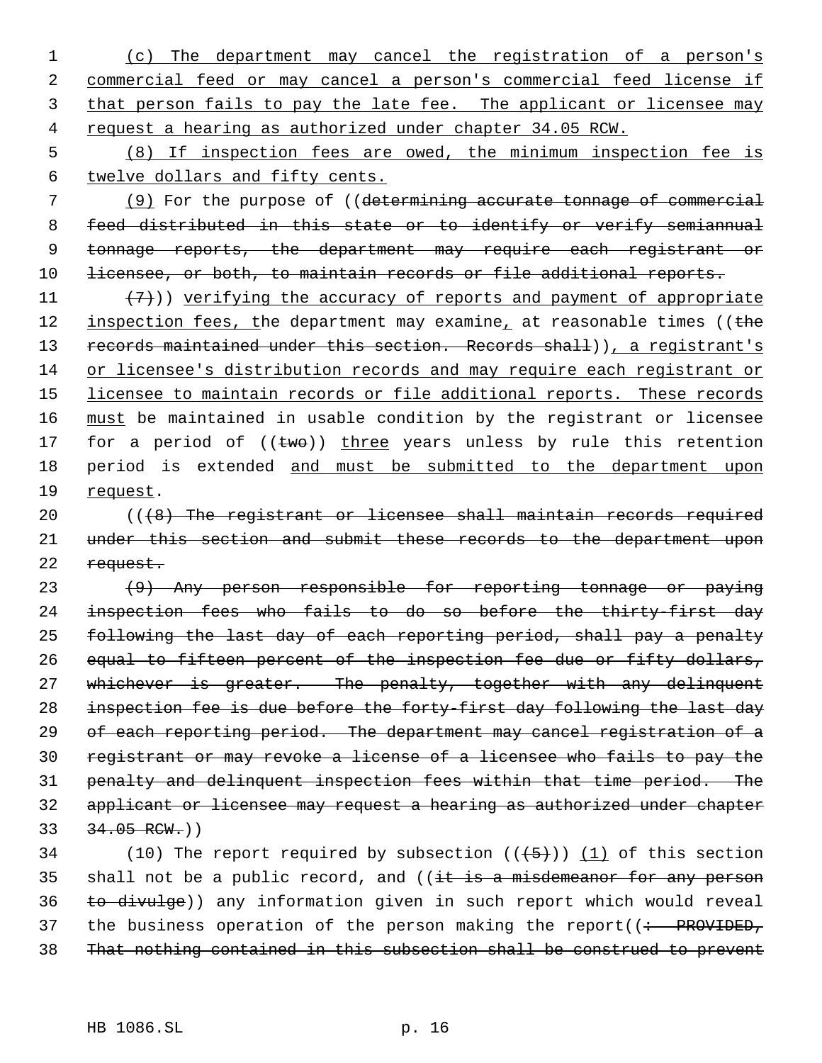(c) The department may cancel the registration of a person's commercial feed or may cancel a person's commercial feed license if that person fails to pay the late fee. The applicant or licensee may request a hearing as authorized under chapter 34.05 RCW.

(8) If inspection fees are owed, the minimum inspection fee is twelve dollars and fifty cents.

(9) For the purpose of ((determining accurate tonnage of commercial feed distributed in this state or to identify or verify semiannual tonnage reports, the department may require each registrant or licensee, or both, to maintain records or file additional reports.

(7))) verifying the accuracy of reports and payment of appropriate inspection fees, the department may examine, at reasonable times ((the records maintained under this section. Records shall)), a registrant's or licensee's distribution records and may require each registrant or licensee to maintain records or file additional reports. These records must be maintained in usable condition by the registrant or licensee for a period of ((two)) three years unless by rule this retention period is extended and must be submitted to the department upon request.

(((8) The registrant or licensee shall maintain records required under this section and submit these records to the department upon request.

(9) Any person responsible for reporting tonnage or paying inspection fees who fails to do so before the thirty-first day following the last day of each reporting period, shall pay a penalty equal to fifteen percent of the inspection fee due or fifty dollars, whichever is greater. The penalty, together with any delinquent inspection fee is due before the forty-first day following the last day of each reporting period. The department may cancel registration of a registrant or may revoke a license of a licensee who fails to pay the penalty and delinquent inspection fees within that time period. The applicant or licensee may request a hearing as authorized under chapter 34.05 RCW.))

(10) The report required by subsection (((5))) (1) of this section shall not be a public record, and ((it is a misdemeanor for any person to divulge)) any information given in such report which would reveal the business operation of the person making the report((: PROVIDED, That nothing contained in this subsection shall be construed to prevent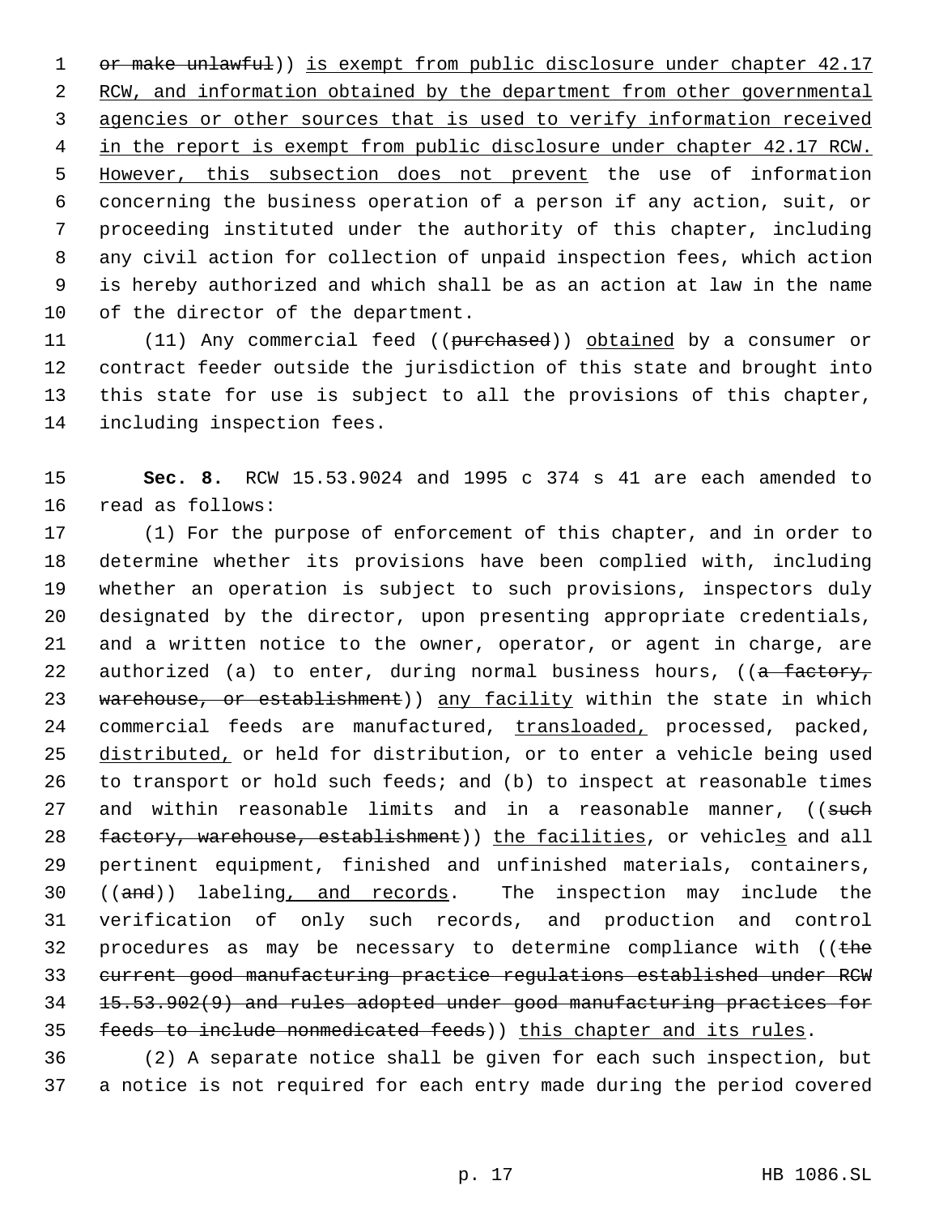or make unlawful)) is exempt from public disclosure under chapter 42.17 RCW, and information obtained by the department from other governmental agencies or other sources that is used to verify information received in the report is exempt from public disclosure under chapter 42.17 RCW. However, this subsection does not prevent the use of information concerning the business operation of a person if any action, suit, or proceeding instituted under the authority of this chapter, including any civil action for collection of unpaid inspection fees, which action is hereby authorized and which shall be as an action at law in the name of the director of the department.

(11) Any commercial feed ((purchased)) obtained by a consumer or contract feeder outside the jurisdiction of this state and brought into this state for use is subject to all the provisions of this chapter, including inspection fees.

**Sec. 8.** RCW 15.53.9024 and 1995 c 374 s 41 are each amended to read as follows:

(1) For the purpose of enforcement of this chapter, and in order to determine whether its provisions have been complied with, including whether an operation is subject to such provisions, inspectors duly designated by the director, upon presenting appropriate credentials, and a written notice to the owner, operator, or agent in charge, are authorized (a) to enter, during normal business hours, ((a factory, warehouse, or establishment)) any facility within the state in which commercial feeds are manufactured, transloaded, processed, packed, distributed, or held for distribution, or to enter a vehicle being used to transport or hold such feeds; and (b) to inspect at reasonable times and within reasonable limits and in a reasonable manner, ((such factory, warehouse, establishment)) the facilities, or vehicles and all pertinent equipment, finished and unfinished materials, containers, ((and)) labeling, and records. The inspection may include the verification of only such records, and production and control procedures as may be necessary to determine compliance with ((the current good manufacturing practice regulations established under RCW 15.53.902(9) and rules adopted under good manufacturing practices for feeds to include nonmedicated feeds)) this chapter and its rules.

(2) A separate notice shall be given for each such inspection, but a notice is not required for each entry made during the period covered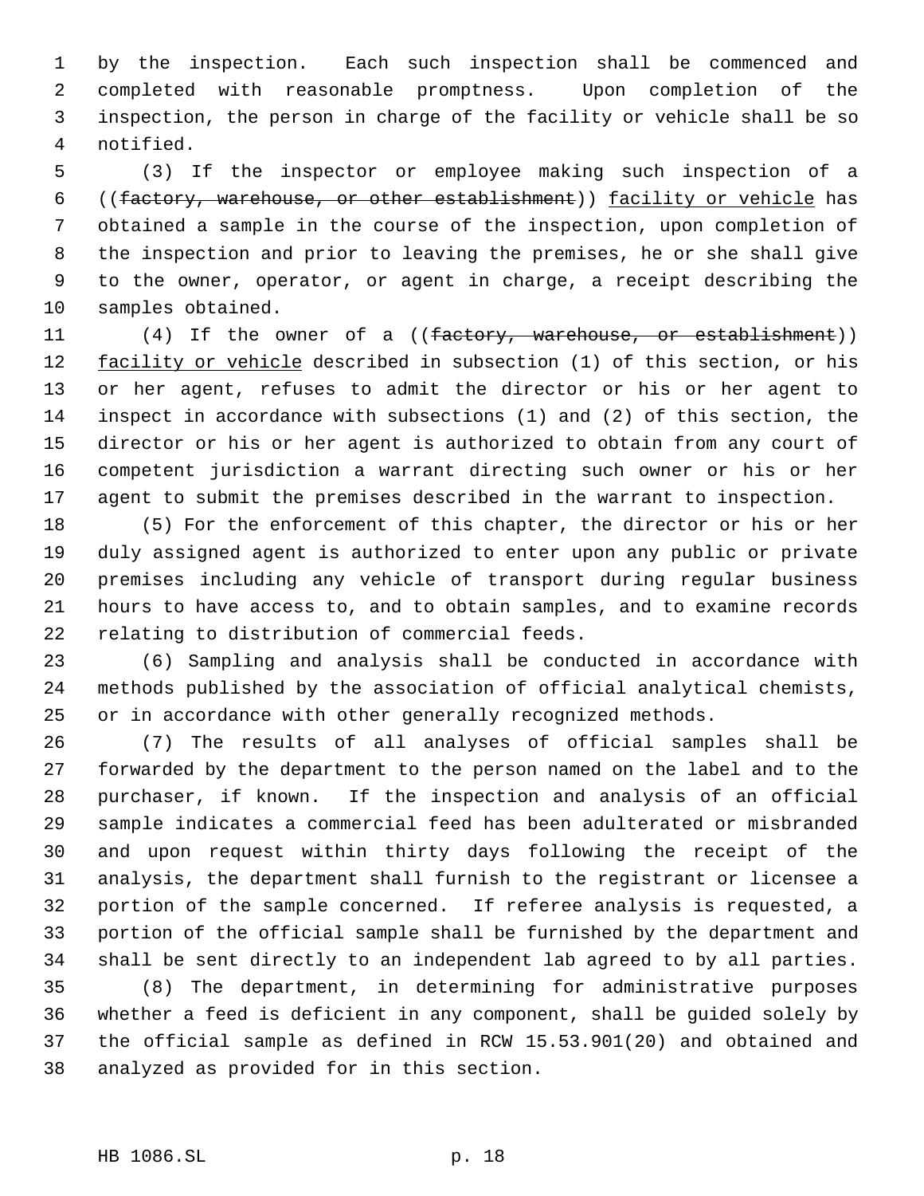by the inspection. Each such inspection shall be commenced and completed with reasonable promptness. Upon completion of the inspection, the person in charge of the facility or vehicle shall be so notified.

(3) If the inspector or employee making such inspection of a ((~~factory, warehouse, or other establishment~~)) facility or vehicle has obtained a sample in the course of the inspection, upon completion of the inspection and prior to leaving the premises, he or she shall give to the owner, operator, or agent in charge, a receipt describing the samples obtained.

(4) If the owner of a ((~~factory, warehouse, or establishment~~)) facility or vehicle described in subsection (1) of this section, or his or her agent, refuses to admit the director or his or her agent to inspect in accordance with subsections (1) and (2) of this section, the director or his or her agent is authorized to obtain from any court of competent jurisdiction a warrant directing such owner or his or her agent to submit the premises described in the warrant to inspection.

(5) For the enforcement of this chapter, the director or his or her duly assigned agent is authorized to enter upon any public or private premises including any vehicle of transport during regular business hours to have access to, and to obtain samples, and to examine records relating to distribution of commercial feeds.

(6) Sampling and analysis shall be conducted in accordance with methods published by the association of official analytical chemists, or in accordance with other generally recognized methods.

(7) The results of all analyses of official samples shall be forwarded by the department to the person named on the label and to the purchaser, if known. If the inspection and analysis of an official sample indicates a commercial feed has been adulterated or misbranded and upon request within thirty days following the receipt of the analysis, the department shall furnish to the registrant or licensee a portion of the sample concerned. If referee analysis is requested, a portion of the official sample shall be furnished by the department and shall be sent directly to an independent lab agreed to by all parties.

(8) The department, in determining for administrative purposes whether a feed is deficient in any component, shall be guided solely by the official sample as defined in RCW 15.53.901(20) and obtained and analyzed as provided for in this section.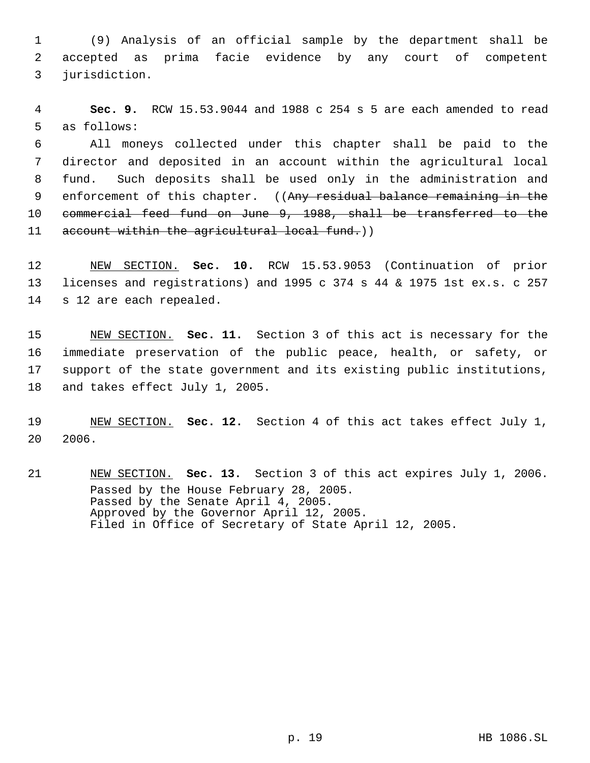(9) Analysis of an official sample by the department shall be accepted as prima facie evidence by any court of competent jurisdiction.

**Sec. 9.** RCW 15.53.9044 and 1988 c 254 s 5 are each amended to read as follows:

All moneys collected under this chapter shall be paid to the director and deposited in an account within the agricultural local fund. Such deposits shall be used only in the administration and enforcement of this chapter. ((~~Any residual balance remaining in the commercial feed fund on June 9, 1988, shall be transferred to the account within the agricultural local fund.~~))

NEW SECTION. **Sec. 10.** RCW 15.53.9053 (Continuation of prior licenses and registrations) and 1995 c 374 s 44 & 1975 1st ex.s. c 257 s 12 are each repealed.

NEW SECTION. **Sec. 11.** Section 3 of this act is necessary for the immediate preservation of the public peace, health, or safety, or support of the state government and its existing public institutions, and takes effect July 1, 2005.

NEW SECTION. **Sec. 12.** Section 4 of this act takes effect July 1, 2006.

NEW SECTION. **Sec. 13.** Section 3 of this act expires July 1, 2006.

Passed by the House February 28, 2005.
Passed by the Senate April 4, 2005.
Approved by the Governor April 12, 2005.
Filed in Office of Secretary of State April 12, 2005.